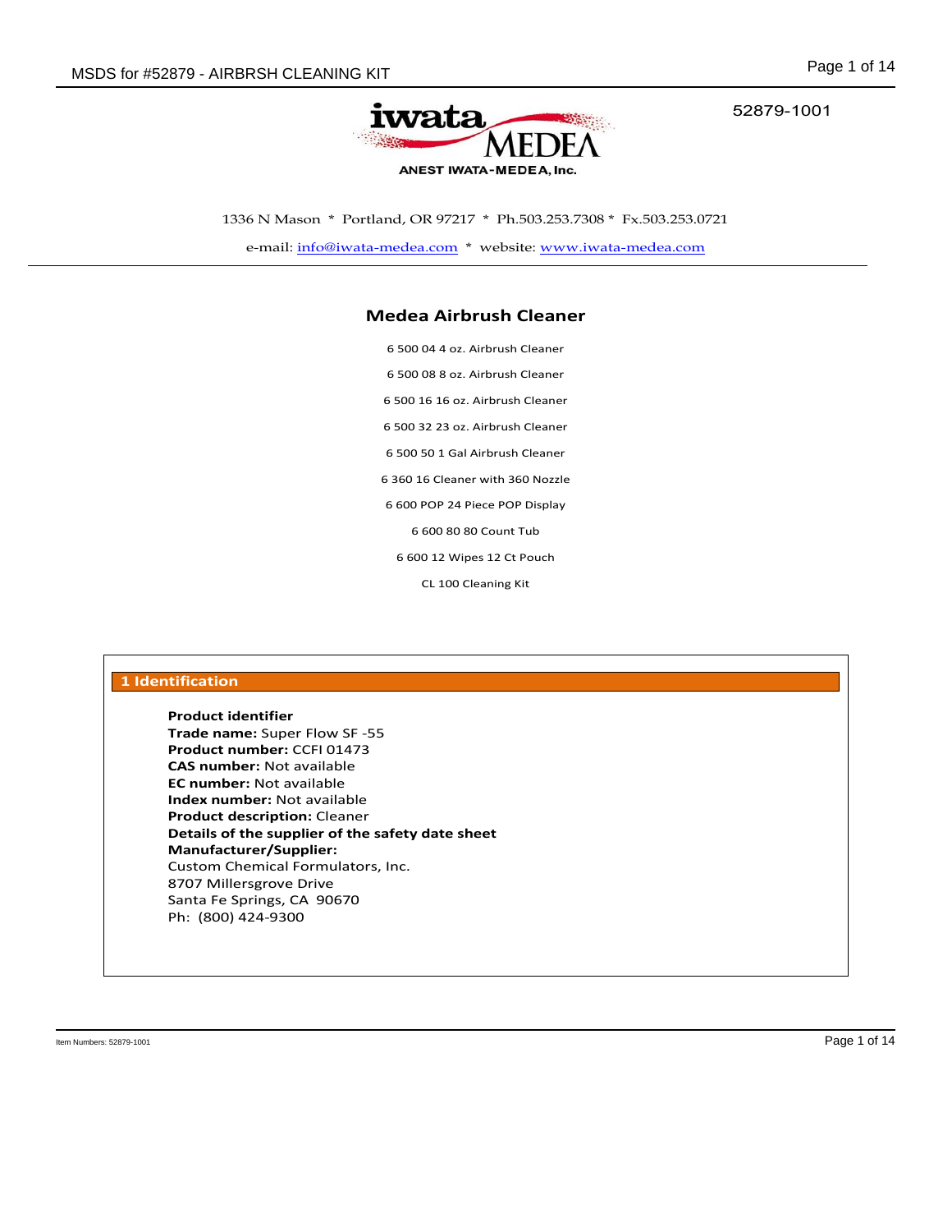52879-1001

ANEST IWATA-MEDEA, Inc.

1336 N Mason * Portland, OR 97217 * Ph.503.253.7308 * Fx.503.253.0721

e-mail: info@iwata-medea.com * website: www.iwata-medea.com

## Medea Airbrush Cleaner

6 500 04 4 oz. Airbrush Cleaner

6 500 08 8 oz. Airbrush Cleaner

6 500 16 16 oz. Airbrush Cleaner

6 500 32 23 oz. Airbrush Cleaner

6 500 50 1 Gal Airbrush Cleaner

6 360 16 Cleaner with 360 Nozzle

6 600 POP 24 Piece POP Display

6 600 80 80 Count Tub

6 600 12 Wipes 12 Ct Pouch

CL 100 Cleaning Kit

## 1 Identification

**Product identifier**
**Trade name:** Super Flow SF -55
**Product number:** CCFI 01473
**CAS number:** Not available
**EC number:** Not available
**Index number:** Not available
**Product description:** Cleaner
**Details of the supplier of the safety date sheet**
**Manufacturer/Supplier:**
Custom Chemical Formulators, Inc.
8707 Millersgrove Drive
Santa Fe Springs, CA 90670
Ph: (800) 424-9300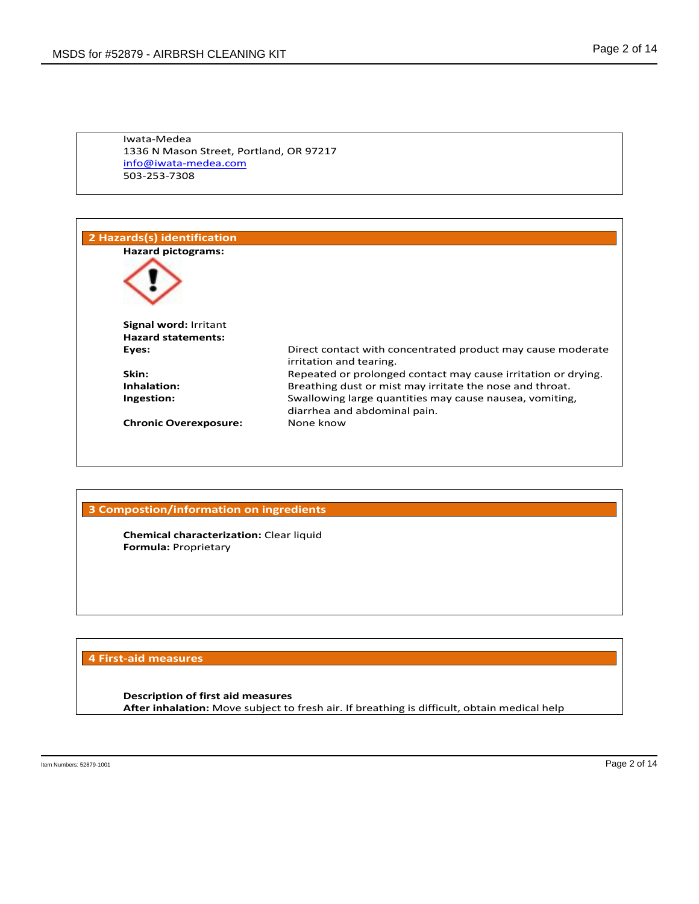Iwata-Medea
1336 N Mason Street, Portland, OR 97217
info@iwata-medea.com
503-253-7308

## 2 Hazards(s) identification

**Hazard pictograms:**

**Signal word:** Irritant

**Hazard statements:**

| | |
|---|---|
| **Eyes:** | Direct contact with concentrated product may cause moderate irritation and tearing. |
| **Skin:** | Repeated or prolonged contact may cause irritation or drying. |
| **Inhalation:** | Breathing dust or mist may irritate the nose and throat. |
| **Ingestion:** | Swallowing large quantities may cause nausea, vomiting, diarrhea and abdominal pain. |
| **Chronic Overexposure:** | None know |

## 3 Compostion/information on ingredients

**Chemical characterization:** Clear liquid
**Formula:** Proprietary

## 4 First-aid measures

**Description of first aid measures**
**After inhalation:** Move subject to fresh air. If breathing is difficult, obtain medical help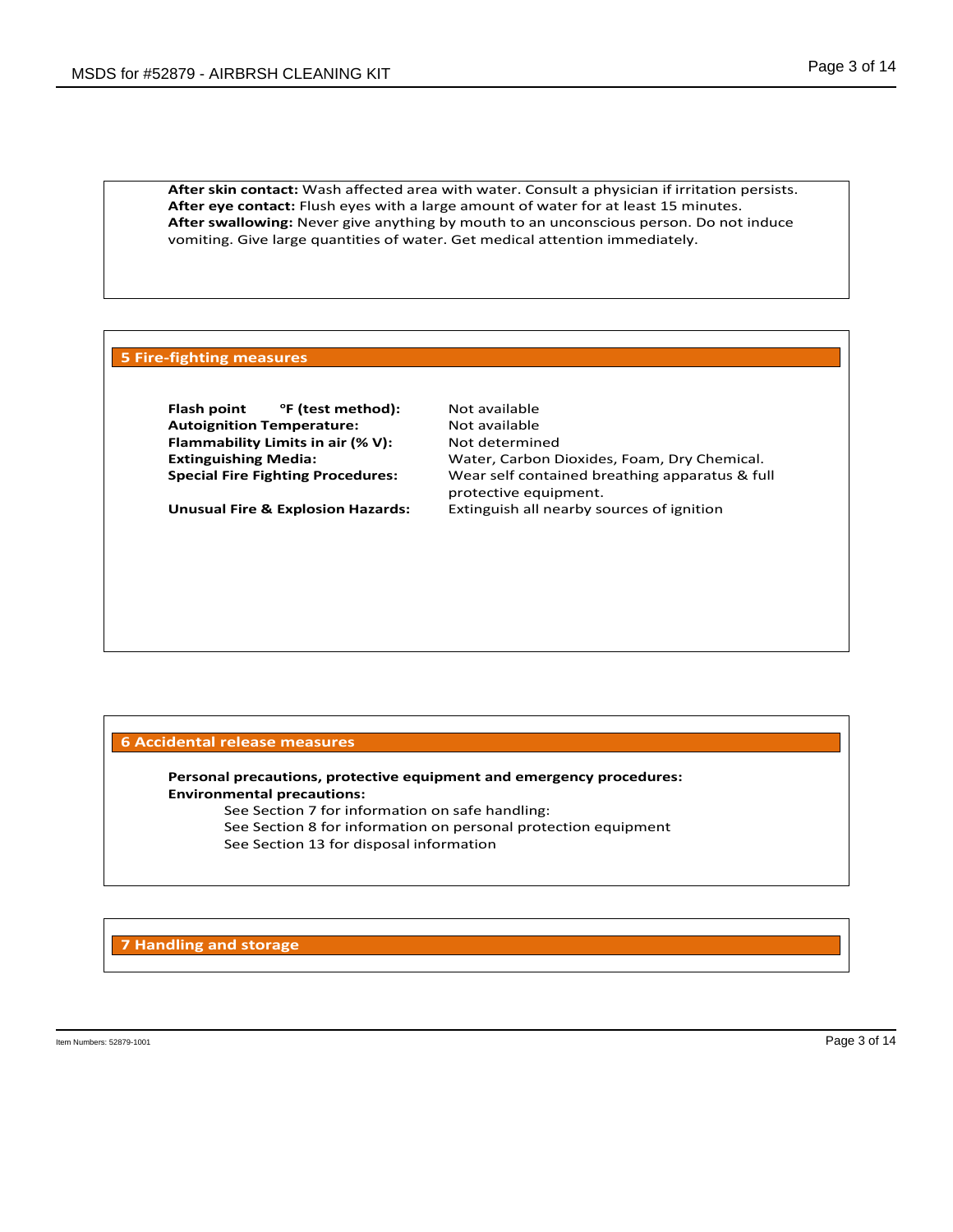**After skin contact:** Wash affected area with water. Consult a physician if irritation persists.
**After eye contact:** Flush eyes with a large amount of water for at least 15 minutes.
**After swallowing:** Never give anything by mouth to an unconscious person. Do not induce vomiting. Give large quantities of water. Get medical attention immediately.

## 5 Fire-fighting measures

| | |
|---|---|
| **Flash point °F (test method):** | Not available |
| **Autoignition Temperature:** | Not available |
| **Flammability Limits in air (% V):** | Not determined |
| **Extinguishing Media:** | Water, Carbon Dioxides, Foam, Dry Chemical. |
| **Special Fire Fighting Procedures:** | Wear self contained breathing apparatus & full protective equipment. |
| **Unusual Fire & Explosion Hazards:** | Extinguish all nearby sources of ignition |

## 6 Accidental release measures

**Personal precautions, protective equipment and emergency procedures:**
**Environmental precautions:**

See Section 7 for information on safe handling:
See Section 8 for information on personal protection equipment
See Section 13 for disposal information

## 7 Handling and storage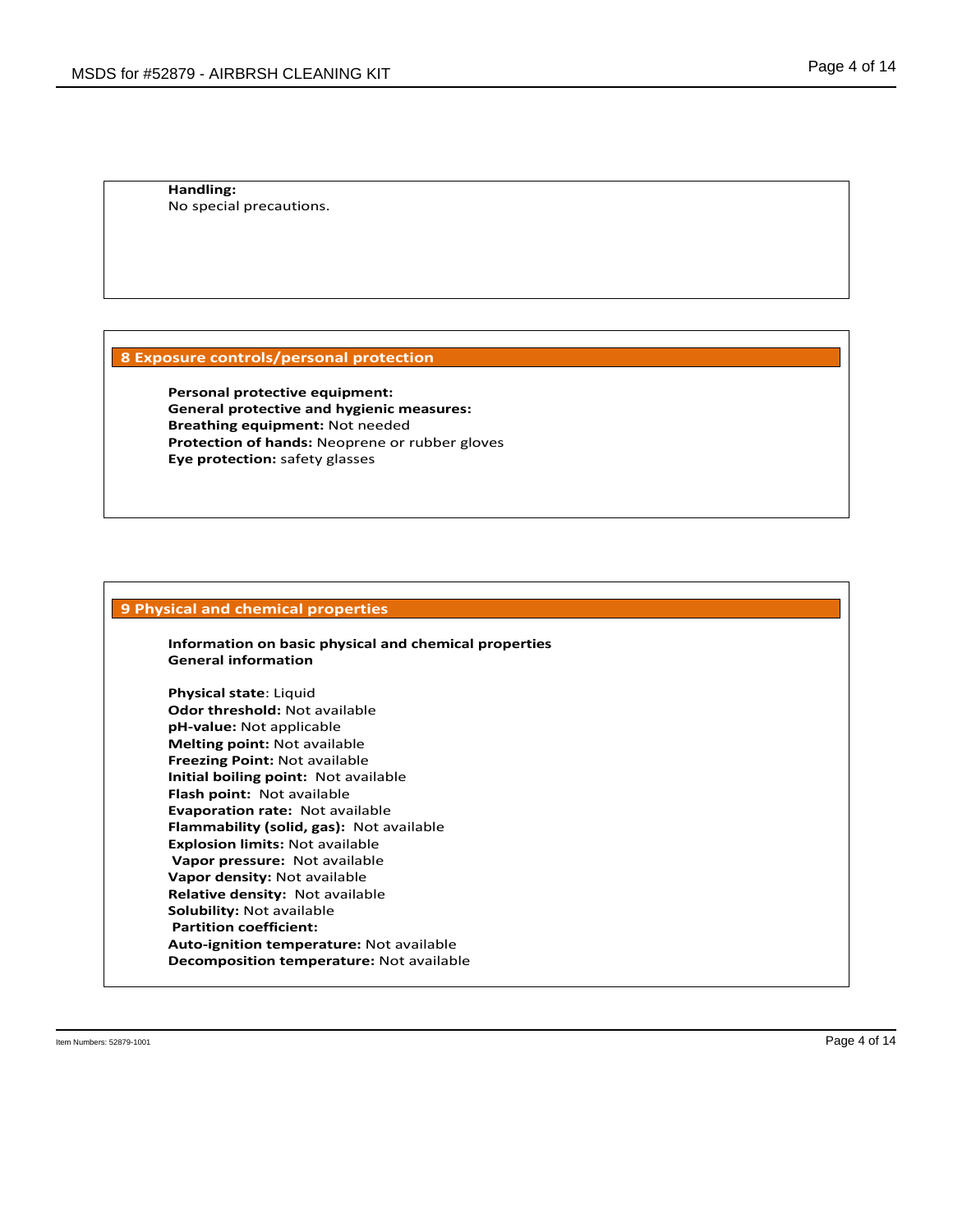**Handling:**
No special precautions.

## 8 Exposure controls/personal protection

**Personal protective equipment:**
**General protective and hygienic measures:**
**Breathing equipment:** Not needed
**Protection of hands:** Neoprene or rubber gloves
**Eye protection:** safety glasses

## 9 Physical and chemical properties

**Information on basic physical and chemical properties**
**General information**

**Physical state**: Liquid
**Odor threshold:** Not available
**pH-value:** Not applicable
**Melting point:** Not available
**Freezing Point:** Not available
**Initial boiling point:** Not available
**Flash point:** Not available
**Evaporation rate:** Not available
**Flammability (solid, gas):** Not available
**Explosion limits:** Not available
**Vapor pressure:** Not available
**Vapor density:** Not available
**Relative density:** Not available
**Solubility:** Not available
**Partition coefficient:**
**Auto-ignition temperature:** Not available
**Decomposition temperature:** Not available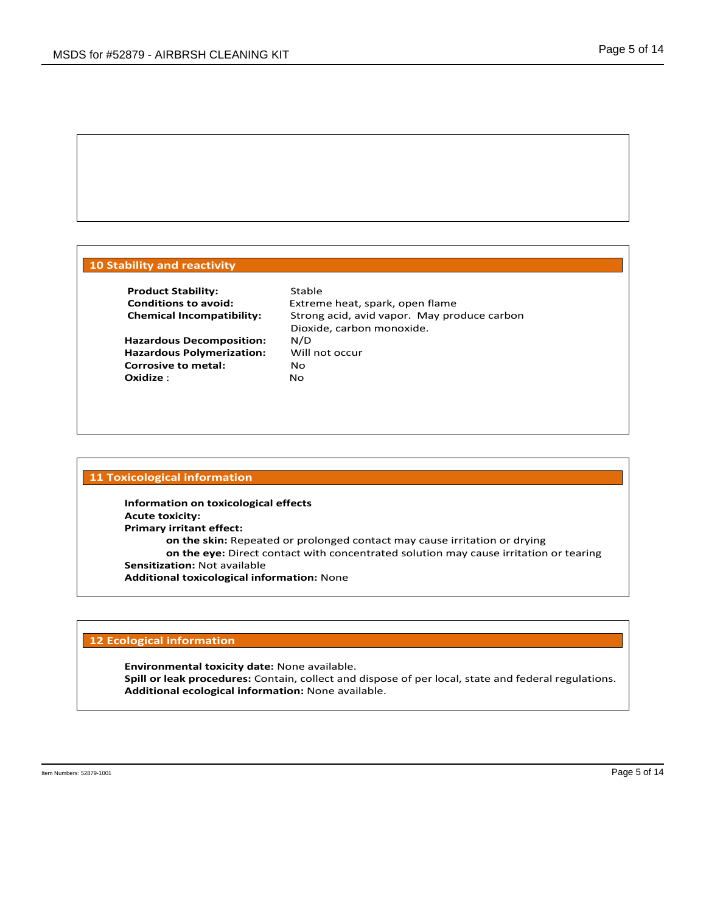## 10 Stability and reactivity

**Product Stability:** Stable
**Conditions to avoid:** Extreme heat, spark, open flame
**Chemical Incompatibility:** Strong acid, avid vapor. May produce carbon Dioxide, carbon monoxide.
**Hazardous Decomposition:** N/D
**Hazardous Polymerization:** Will not occur
**Corrosive to metal:** No
**Oxidize** : No

## 11 Toxicological information

**Information on toxicological effects**
**Acute toxicity:**
**Primary irritant effect:**
- **on the skin:** Repeated or prolonged contact may cause irritation or drying
- **on the eye:** Direct contact with concentrated solution may cause irritation or tearing

**Sensitization:** Not available
**Additional toxicological information:** None

## 12 Ecological information

**Environmental toxicity date:** None available.
**Spill or leak procedures:** Contain, collect and dispose of per local, state and federal regulations.
**Additional ecological information:** None available.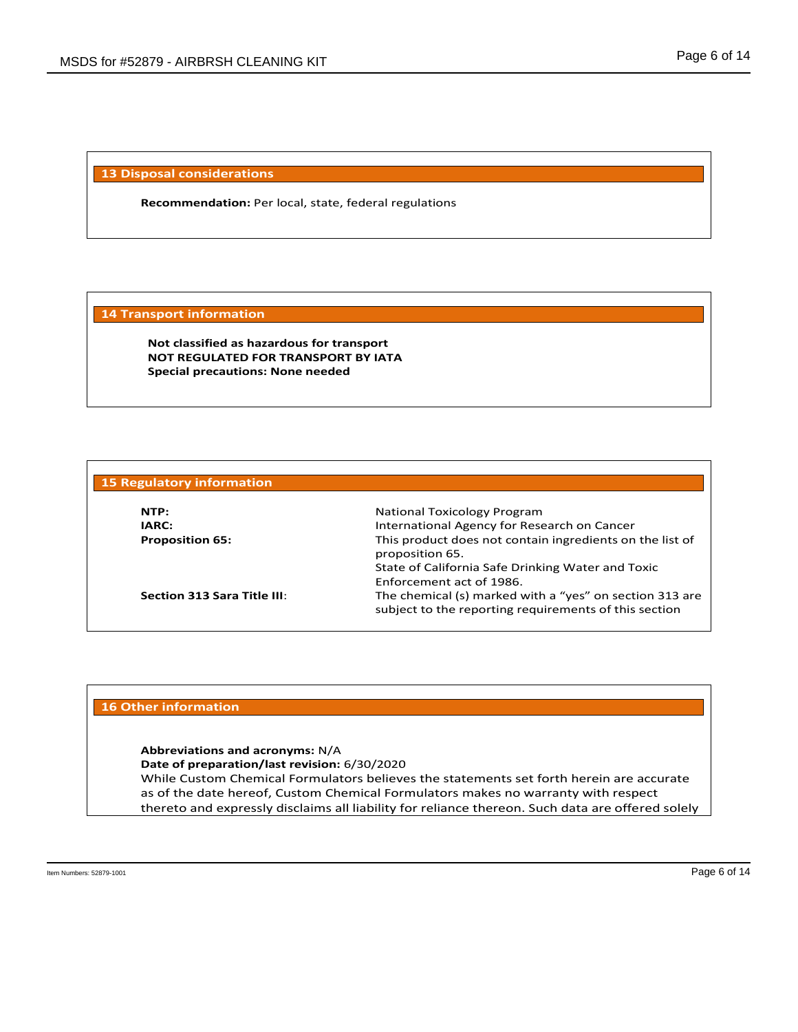## 13 Disposal considerations

**Recommendation:** Per local, state, federal regulations

## 14 Transport information

**Not classified as hazardous for transport**
**NOT REGULATED FOR TRANSPORT BY IATA**
**Special precautions: None needed**

## 15 Regulatory information

| | |
|---|---|
| **NTP:** | National Toxicology Program |
| **IARC:** | International Agency for Research on Cancer |
| **Proposition 65:** | This product does not contain ingredients on the list of proposition 65. State of California Safe Drinking Water and Toxic Enforcement act of 1986. |
| **Section 313 Sara Title III**: | The chemical (s) marked with a "yes" on section 313 are subject to the reporting requirements of this section |

## 16 Other information

**Abbreviations and acronyms:** N/A
**Date of preparation/last revision:** 6/30/2020
While Custom Chemical Formulators believes the statements set forth herein are accurate as of the date hereof, Custom Chemical Formulators makes no warranty with respect thereto and expressly disclaims all liability for reliance thereon. Such data are offered solely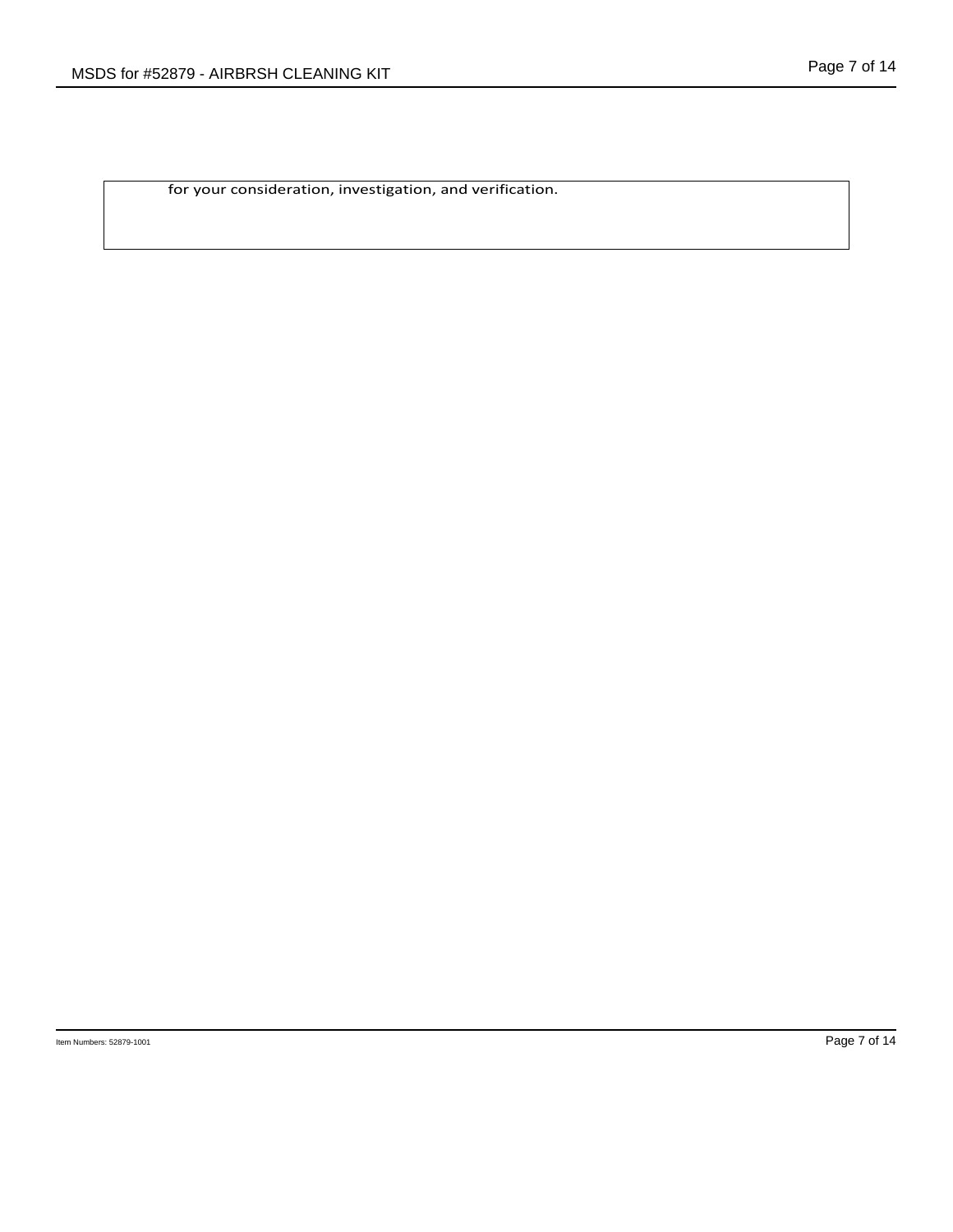for your consideration, investigation, and verification.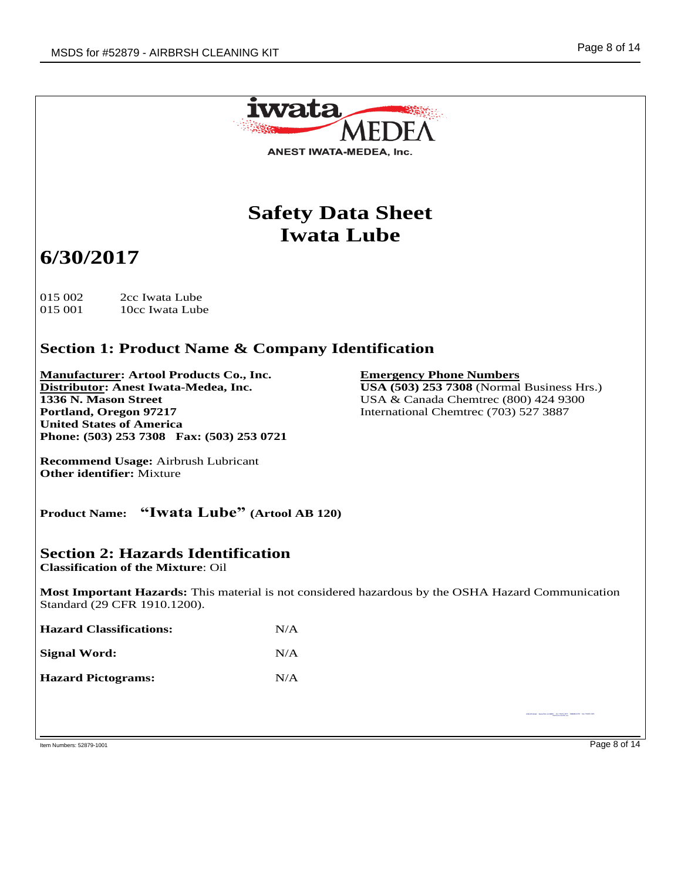ANEST IWATA-MEDEA, Inc.

# Safety Data Sheet
# Iwata Lube

## 6/30/2017

015 002 2cc Iwata Lube
015 001 10cc Iwata Lube

## Section 1: Product Name & Company Identification

**Manufacturer: Artool Products Co., Inc.**
**Distributor: Anest Iwata-Medea, Inc.**
**1336 N. Mason Street**
**Portland, Oregon 97217**
**United States of America**
**Phone: (503) 253 7308 Fax: (503) 253 0721**

**Emergency Phone Numbers**
**USA (503) 253 7308** (Normal Business Hrs.)
USA & Canada Chemtrec (800) 424 9300
International Chemtrec (703) 527 3887

**Recommend Usage:** Airbrush Lubricant
**Other identifier:** Mixture

**Product Name: "Iwata Lube" (Artool AB 120)**

## Section 2: Hazards Identification

**Classification of the Mixture**: Oil

**Most Important Hazards:** This material is not considered hazardous by the OSHA Hazard Communication Standard (29 CFR 1910.1200).

| | |
|---|---|
| **Hazard Classifications:** | N/A |
| **Signal Word:** | N/A |
| **Hazard Pictograms:** | N/A |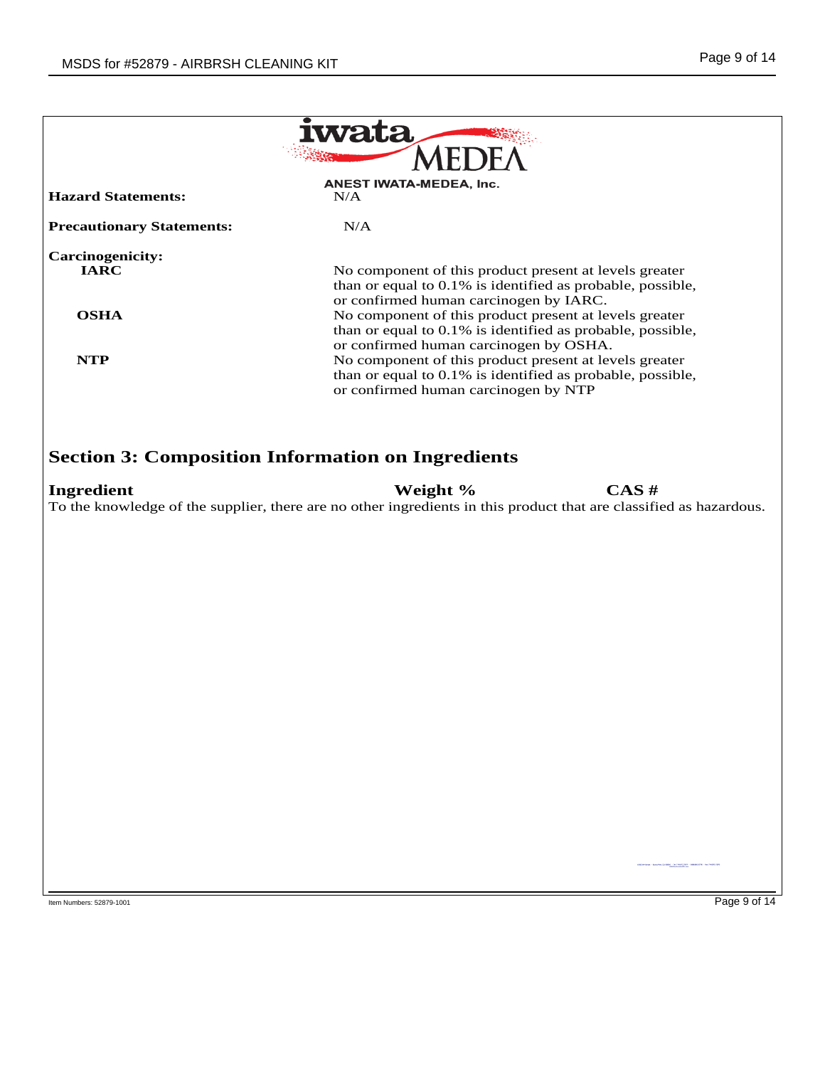ANEST IWATA-MEDEA, Inc.

**Hazard Statements:** N/A

**Precautionary Statements:** N/A

**Carcinogenicity:**

| | |
|---|---|
| **IARC** | No component of this product present at levels greater than or equal to 0.1% is identified as probable, possible, or confirmed human carcinogen by IARC. |
| **OSHA** | No component of this product present at levels greater than or equal to 0.1% is identified as probable, possible, or confirmed human carcinogen by OSHA. |
| **NTP** | No component of this product present at levels greater than or equal to 0.1% is identified as probable, possible, or confirmed human carcinogen by NTP |

## Section 3: Composition Information on Ingredients

| Ingredient | Weight % | CAS # |
|---|---|---|

To the knowledge of the supplier, there are no other ingredients in this product that are classified as hazardous.

Item Numbers: 52879-1001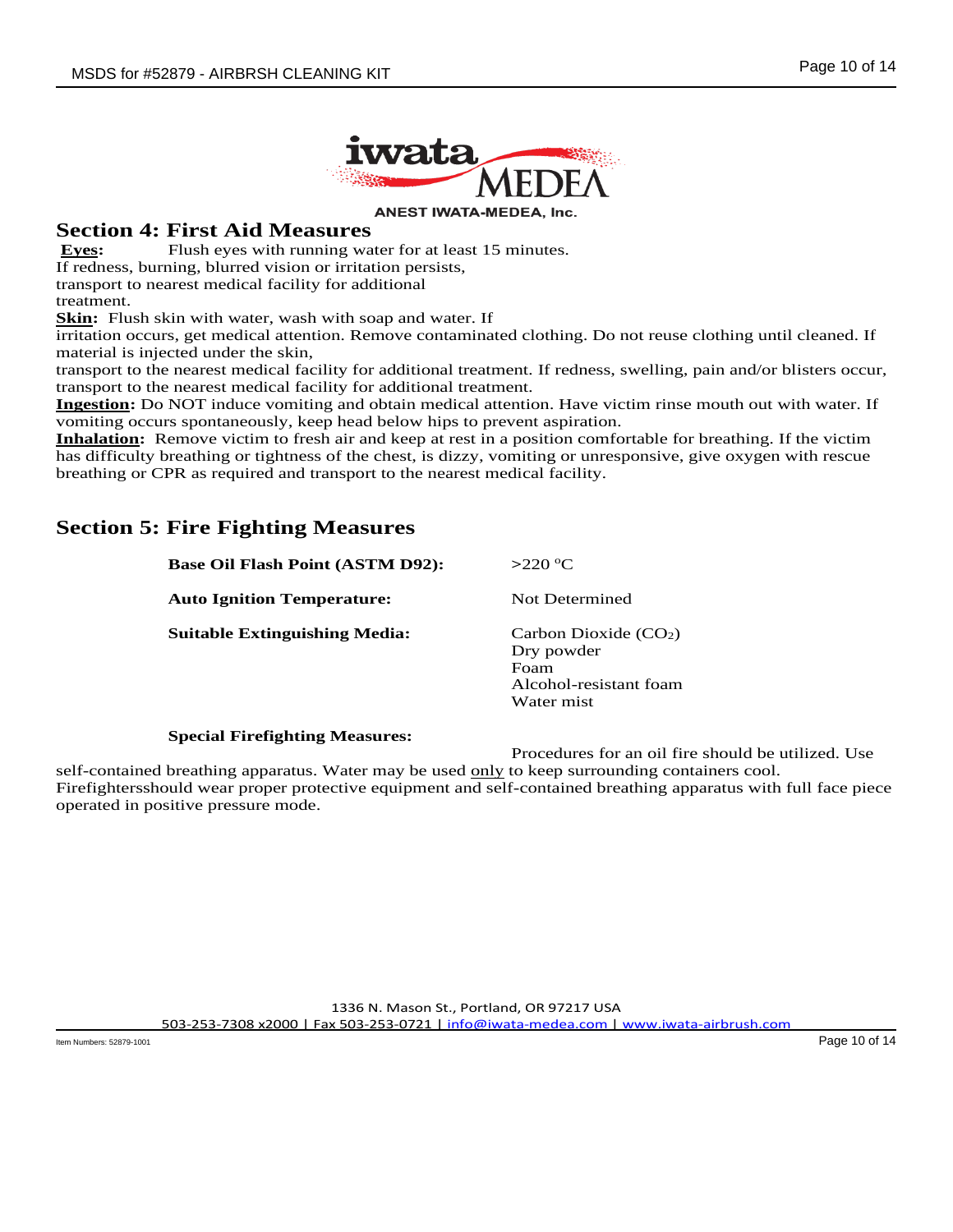ANEST IWATA-MEDEA, Inc.

## Section 4: First Aid Measures

**Eyes:** Flush eyes with running water for at least 15 minutes. If redness, burning, blurred vision or irritation persists, transport to nearest medical facility for additional treatment.

**Skin:** Flush skin with water, wash with soap and water. If irritation occurs, get medical attention. Remove contaminated clothing. Do not reuse clothing until cleaned. If material is injected under the skin, transport to the nearest medical facility for additional treatment. If redness, swelling, pain and/or blisters occur, transport to the nearest medical facility for additional treatment.

**Ingestion:** Do NOT induce vomiting and obtain medical attention. Have victim rinse mouth out with water. If vomiting occurs spontaneously, keep head below hips to prevent aspiration.

**Inhalation:** Remove victim to fresh air and keep at rest in a position comfortable for breathing. If the victim has difficulty breathing or tightness of the chest, is dizzy, vomiting or unresponsive, give oxygen with rescue breathing or CPR as required and transport to the nearest medical facility.

## Section 5: Fire Fighting Measures

**Base Oil Flash Point (ASTM D92):** >220 °C

**Auto Ignition Temperature:** Not Determined

**Suitable Extinguishing Media:**
Carbon Dioxide ($CO_2$)
Dry powder
Foam
Alcohol-resistant foam
Water mist

**Special Firefighting Measures:**

Procedures for an oil fire should be utilized. Use self-contained breathing apparatus. Water may be used only to keep surrounding containers cool. Firefightersshould wear proper protective equipment and self-contained breathing apparatus with full face piece operated in positive pressure mode.

1336 N. Mason St., Portland, OR 97217 USA
503-253-7308 x2000 | Fax 503-253-0721 | info@iwata-medea.com | www.iwata-airbrush.com

Item Numbers: 52879-1001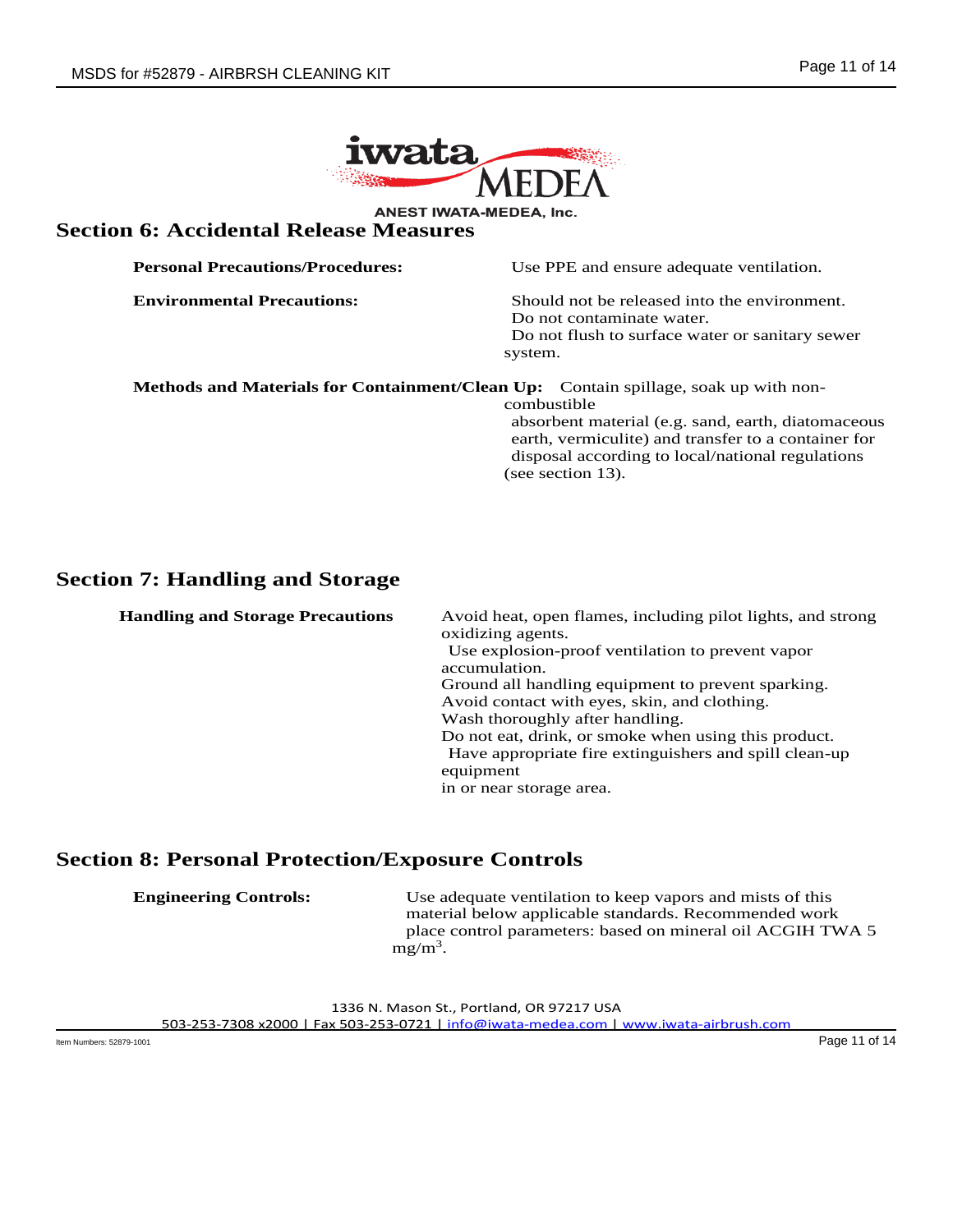## Section 6: Accidental Release Measures

**Personal Precautions/Procedures:** Use PPE and ensure adequate ventilation.

**Environmental Precautions:** Should not be released into the environment. Do not contaminate water. Do not flush to surface water or sanitary sewer system.

**Methods and Materials for Containment/Clean Up:** Contain spillage, soak up with non-combustible absorbent material (e.g. sand, earth, diatomaceous earth, vermiculite) and transfer to a container for disposal according to local/national regulations (see section 13).

## Section 7: Handling and Storage

**Handling and Storage Precautions** Avoid heat, open flames, including pilot lights, and strong oxidizing agents.
Use explosion-proof ventilation to prevent vapor accumulation.
Ground all handling equipment to prevent sparking.
Avoid contact with eyes, skin, and clothing.
Wash thoroughly after handling.
Do not eat, drink, or smoke when using this product.
Have appropriate fire extinguishers and spill clean-up equipment in or near storage area.

## Section 8: Personal Protection/Exposure Controls

**Engineering Controls:** Use adequate ventilation to keep vapors and mists of this material below applicable standards. Recommended work place control parameters: based on mineral oil ACGIH TWA 5 $mg/m^3$.

1336 N. Mason St., Portland, OR 97217 USA
503-253-7308 x2000 | Fax 503-253-0721 | info@iwata-medea.com | www.iwata-airbrush.com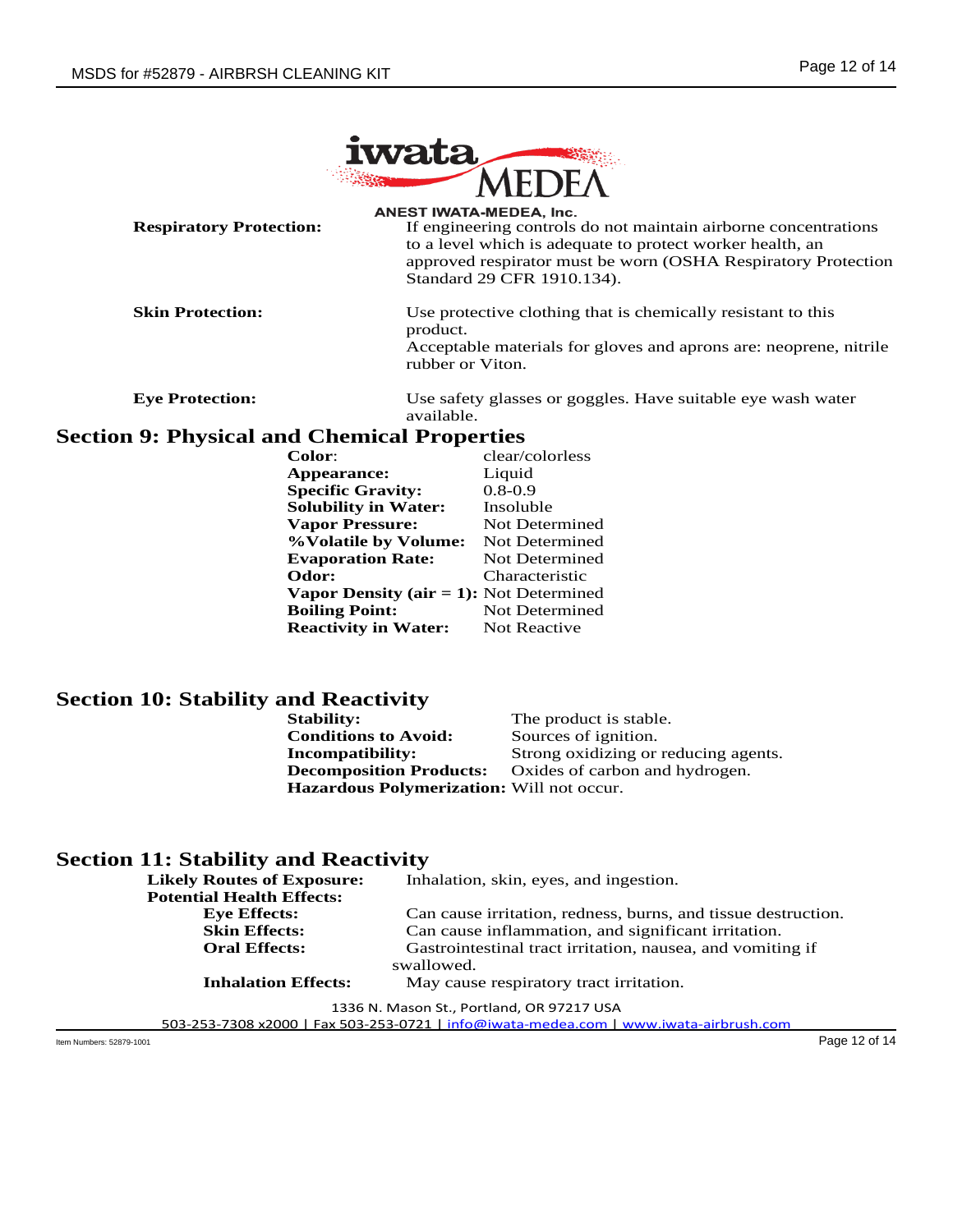**Respiratory Protection:** If engineering controls do not maintain airborne concentrations to a level which is adequate to protect worker health, an approved respirator must be worn (OSHA Respiratory Protection Standard 29 CFR 1910.134).

**Skin Protection:** Use protective clothing that is chemically resistant to this product.
Acceptable materials for gloves and aprons are: neoprene, nitrile rubber or Viton.

**Eye Protection:** Use safety glasses or goggles. Have suitable eye wash water available.

## Section 9: Physical and Chemical Properties

| | |
|---|---|
| **Color**: | clear/colorless |
| **Appearance:** | Liquid |
| **Specific Gravity:** | 0.8-0.9 |
| **Solubility in Water:** | Insoluble |
| **Vapor Pressure:** | Not Determined |
| **%Volatile by Volume:** | Not Determined |
| **Evaporation Rate:** | Not Determined |
| **Odor:** | Characteristic |
| **Vapor Density (air = 1):** | Not Determined |
| **Boiling Point:** | Not Determined |
| **Reactivity in Water:** | Not Reactive |

## Section 10: Stability and Reactivity

| | |
|---|---|
| **Stability:** | The product is stable. |
| **Conditions to Avoid:** | Sources of ignition. |
| **Incompatibility:** | Strong oxidizing or reducing agents. |
| **Decomposition Products:** | Oxides of carbon and hydrogen. |
| **Hazardous Polymerization:** | Will not occur. |

## Section 11: Stability and Reactivity

**Likely Routes of Exposure:** Inhalation, skin, eyes, and ingestion.

**Potential Health Effects:**

- **Eye Effects:** Can cause irritation, redness, burns, and tissue destruction.
- **Skin Effects:** Can cause inflammation, and significant irritation.
- **Oral Effects:** Gastrointestinal tract irritation, nausea, and vomiting if swallowed.
- **Inhalation Effects:** May cause respiratory tract irritation.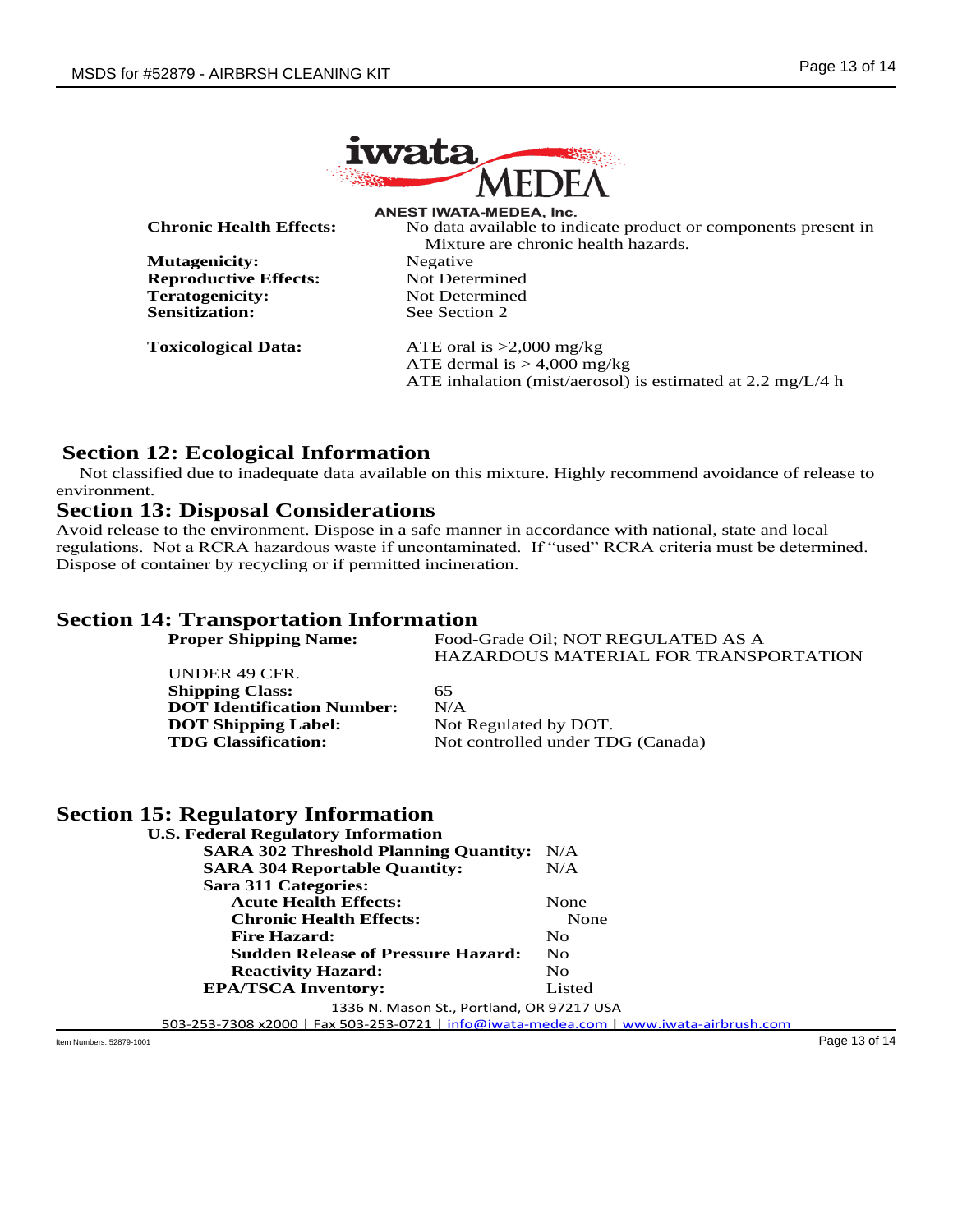**Chronic Health Effects:** No data available to indicate product or components present in Mixture are chronic health hazards.

**Mutagenicity:** Negative

**Reproductive Effects:** Not Determined

**Teratogenicity:** Not Determined

**Sensitization:** See Section 2

**Toxicological Data:** ATE oral is >2,000 mg/kg
ATE dermal is > 4,000 mg/kg
ATE inhalation (mist/aerosol) is estimated at 2.2 mg/L/4 h

## Section 12: Ecological Information

Not classified due to inadequate data available on this mixture. Highly recommend avoidance of release to environment.

## Section 13: Disposal Considerations

Avoid release to the environment. Dispose in a safe manner in accordance with national, state and local regulations. Not a RCRA hazardous waste if uncontaminated. If "used" RCRA criteria must be determined. Dispose of container by recycling or if permitted incineration.

## Section 14: Transportation Information

**Proper Shipping Name:** Food-Grade Oil; NOT REGULATED AS A HAZARDOUS MATERIAL FOR TRANSPORTATION UNDER 49 CFR.

**Shipping Class:** 65

**DOT Identification Number:** N/A

**DOT Shipping Label:** Not Regulated by DOT.

**TDG Classification:** Not controlled under TDG (Canada)

## Section 15: Regulatory Information

**U.S. Federal Regulatory Information**

**SARA 302 Threshold Planning Quantity:** N/A

**SARA 304 Reportable Quantity:** N/A

**Sara 311 Categories:**

- **Acute Health Effects:** None
- **Chronic Health Effects:** None
- **Fire Hazard:** No
- **Sudden Release of Pressure Hazard:** No
- **Reactivity Hazard:** No

**EPA/TSCA Inventory:** Listed

1336 N. Mason St., Portland, OR 97217 USA
503-253-7308 x2000 | Fax 503-253-0721 | info@iwata-medea.com | www.iwata-airbrush.com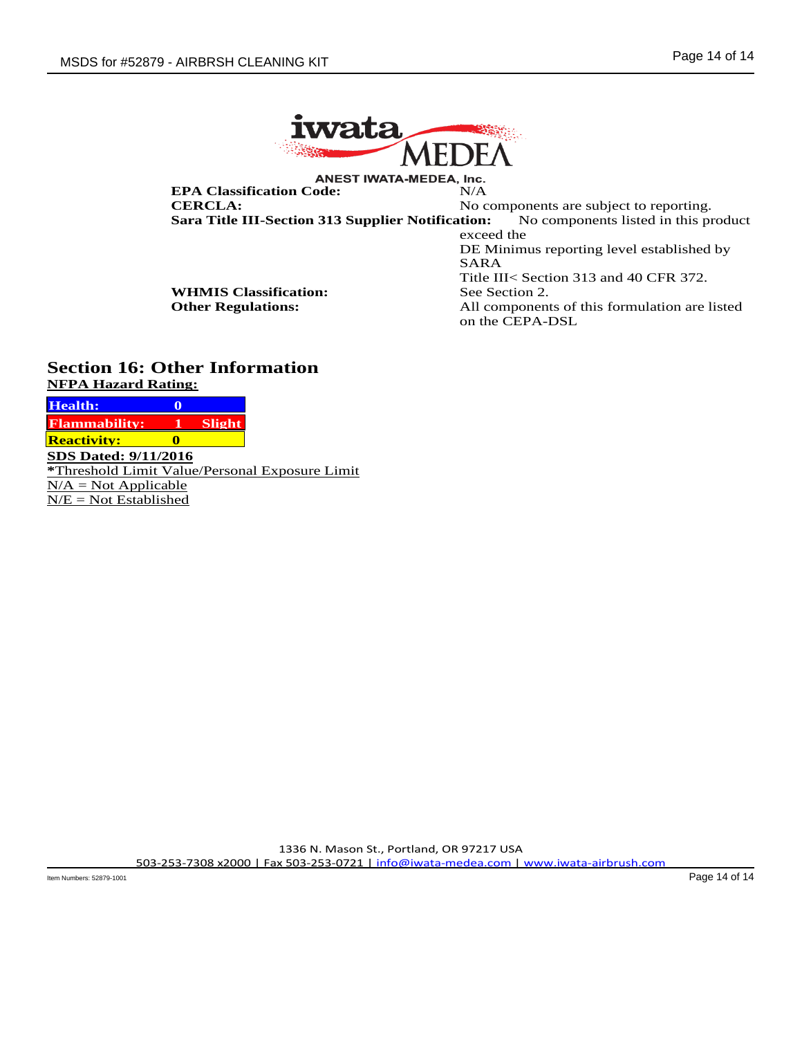ANEST IWATA-MEDEA, Inc.

| | |
|---|---|
| **EPA Classification Code:** | N/A |
| **CERCLA:** | No components are subject to reporting. |
| **Sara Title III-Section 313 Supplier Notification:** | No components listed in this product exceed the DE Minimus reporting level established by SARA Title III< Section 313 and 40 CFR 372. |
| **WHMIS Classification:** | See Section 2. |
| **Other Regulations:** | All components of this formulation are listed on the CEPA-DSL |

## Section 16: Other Information

**NFPA Hazard Rating:**

| | | |
|---|---|---|
| **Health:** | **0** | |
| **Flammability:** | **1** | **Slight** |
| **Reactivity:** | **0** | |

**SDS Dated: 9/11/2016**

*Threshold Limit Value/Personal Exposure Limit

N/A = Not Applicable

N/E = Not Established

1336 N. Mason St., Portland, OR 97217 USA

503-253-7308 x2000 | Fax 503-253-0721 | info@iwata-medea.com | www.iwata-airbrush.com

Item Numbers: 52879-1001